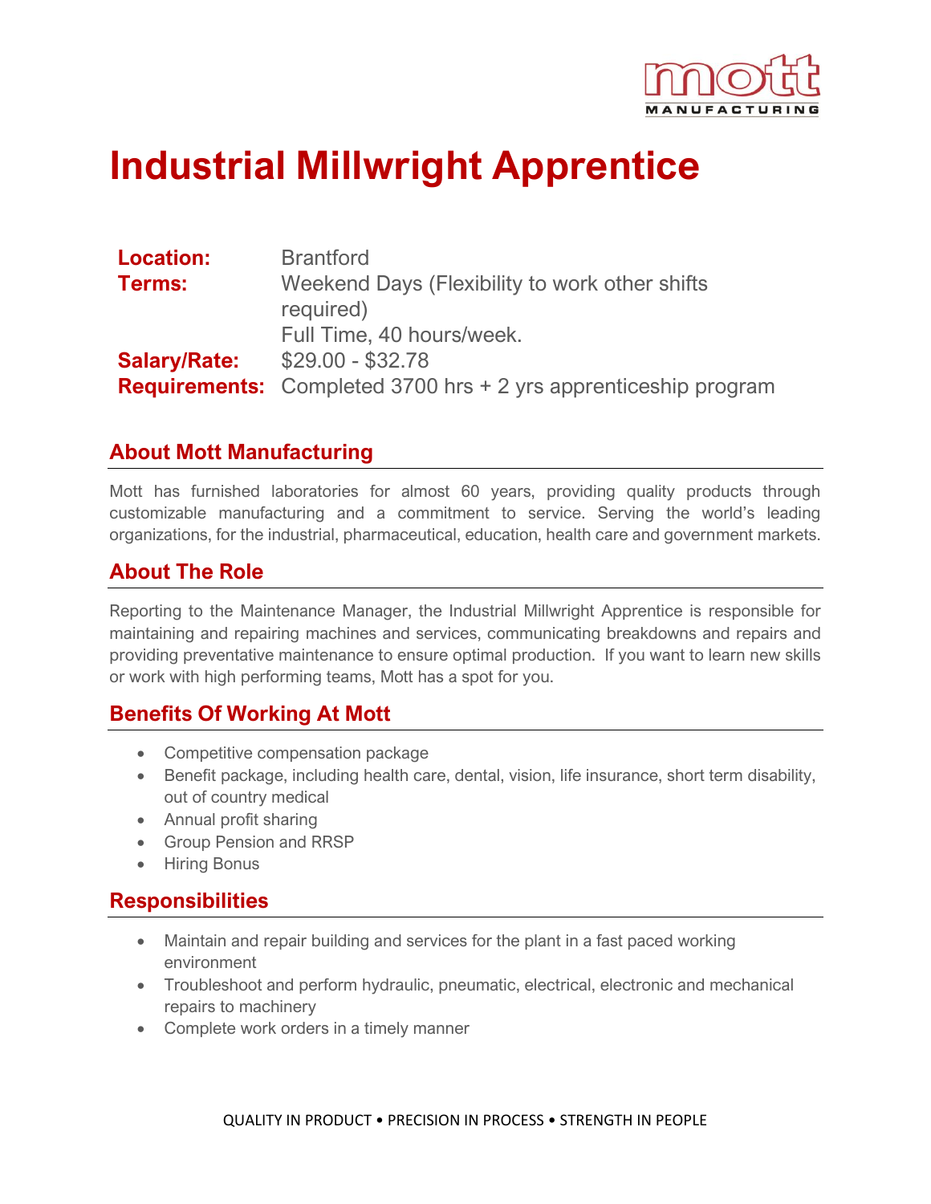# Industrial Millwright Apprentice

| | |
|---|---|
| **Location:** | Brantford |
| **Terms:** | Weekend Days (Flexibility to work other shifts required)<br>Full Time, 40 hours/week. |
| **Salary/Rate:** | $29.00 - $32.78 |
| **Requirements:** | Completed 3700 hrs + 2 yrs apprenticeship program |

## About Mott Manufacturing

Mott has furnished laboratories for almost 60 years, providing quality products through customizable manufacturing and a commitment to service. Serving the world's leading organizations, for the industrial, pharmaceutical, education, health care and government markets.

## About The Role

Reporting to the Maintenance Manager, the Industrial Millwright Apprentice is responsible for maintaining and repairing machines and services, communicating breakdowns and repairs and providing preventative maintenance to ensure optimal production. If you want to learn new skills or work with high performing teams, Mott has a spot for you.

## Benefits Of Working At Mott

- Competitive compensation package
- Benefit package, including health care, dental, vision, life insurance, short term disability, out of country medical
- Annual profit sharing
- Group Pension and RRSP
- Hiring Bonus

## Responsibilities

- Maintain and repair building and services for the plant in a fast paced working environment
- Troubleshoot and perform hydraulic, pneumatic, electrical, electronic and mechanical repairs to machinery
- Complete work orders in a timely manner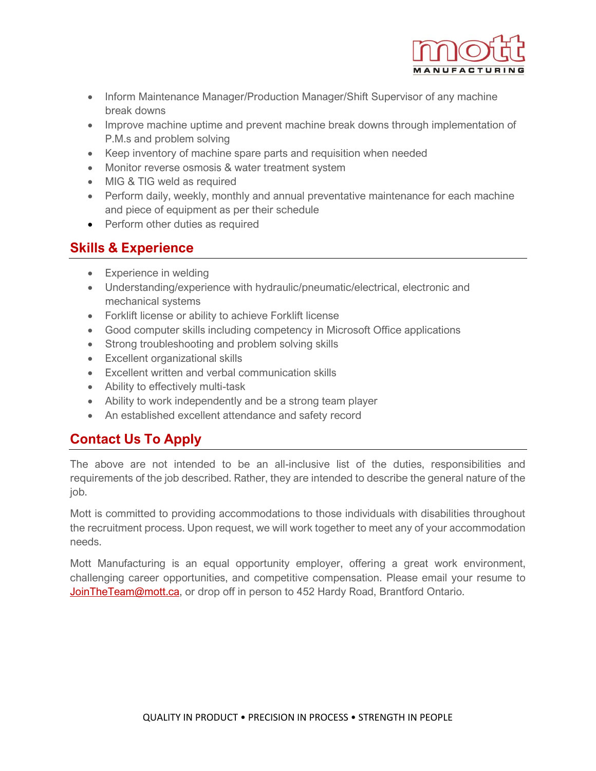- Inform Maintenance Manager/Production Manager/Shift Supervisor of any machine break downs
- Improve machine uptime and prevent machine break downs through implementation of P.M.s and problem solving
- Keep inventory of machine spare parts and requisition when needed
- Monitor reverse osmosis & water treatment system
- MIG & TIG weld as required
- Perform daily, weekly, monthly and annual preventative maintenance for each machine and piece of equipment as per their schedule
- Perform other duties as required

## Skills & Experience

- Experience in welding
- Understanding/experience with hydraulic/pneumatic/electrical, electronic and mechanical systems
- Forklift license or ability to achieve Forklift license
- Good computer skills including competency in Microsoft Office applications
- Strong troubleshooting and problem solving skills
- Excellent organizational skills
- Excellent written and verbal communication skills
- Ability to effectively multi-task
- Ability to work independently and be a strong team player
- An established excellent attendance and safety record

## Contact Us To Apply

The above are not intended to be an all-inclusive list of the duties, responsibilities and requirements of the job described. Rather, they are intended to describe the general nature of the job.

Mott is committed to providing accommodations to those individuals with disabilities throughout the recruitment process. Upon request, we will work together to meet any of your accommodation needs.

Mott Manufacturing is an equal opportunity employer, offering a great work environment, challenging career opportunities, and competitive compensation. Please email your resume to JoinTheTeam@mott.ca, or drop off in person to 452 Hardy Road, Brantford Ontario.